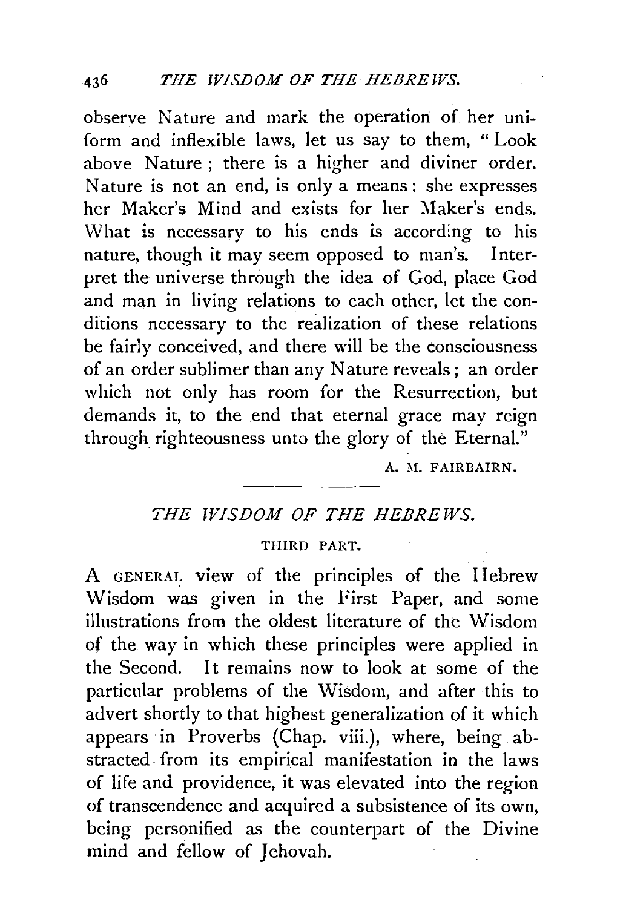observe Nature and mark the operation of her uniform and inflexible laws, let us say to them, "Look above Nature; there is a higher and diviner order. Nature is not an end, is only a means: she expresses her Maker's Mind and exists for her Maker's ends. What is necessary to his ends is according to his nature, though it may seem opposed to man's. Interpret the universe through the idea of God, place God and man in living relations to each other, let the conditions necessary to the realization of these relations be fairly conceived, and there will be the consciousness of an order sublimer than any Nature reveals; an order which not only has room for the Resurrection, but demands it, to the end that eternal grace may reign through righteousness unto the glory of the Eternal."

A. M. FAIRBAIRN.

---

## *THE WISDOM OF THE HEBREWS.*

### THIRD PART.

A GENERAL view of the principles of the Hebrew Wisdom was given in the First Paper, and some illustrations from the oldest literature of the Wisdom of the way in which these principles were applied in the Second. It remains now to look at some of the particular problems of the Wisdom, and after this to advert shortly to that highest generalization of it which appears in Proverbs (Chap. viii.), where, being abstracted from its empirical manifestation in the laws of life and providence, it was elevated into the region of transcendence and acquired a subsistence of its own, being personified as the counterpart of the Divine mind and fellow of Jehovah.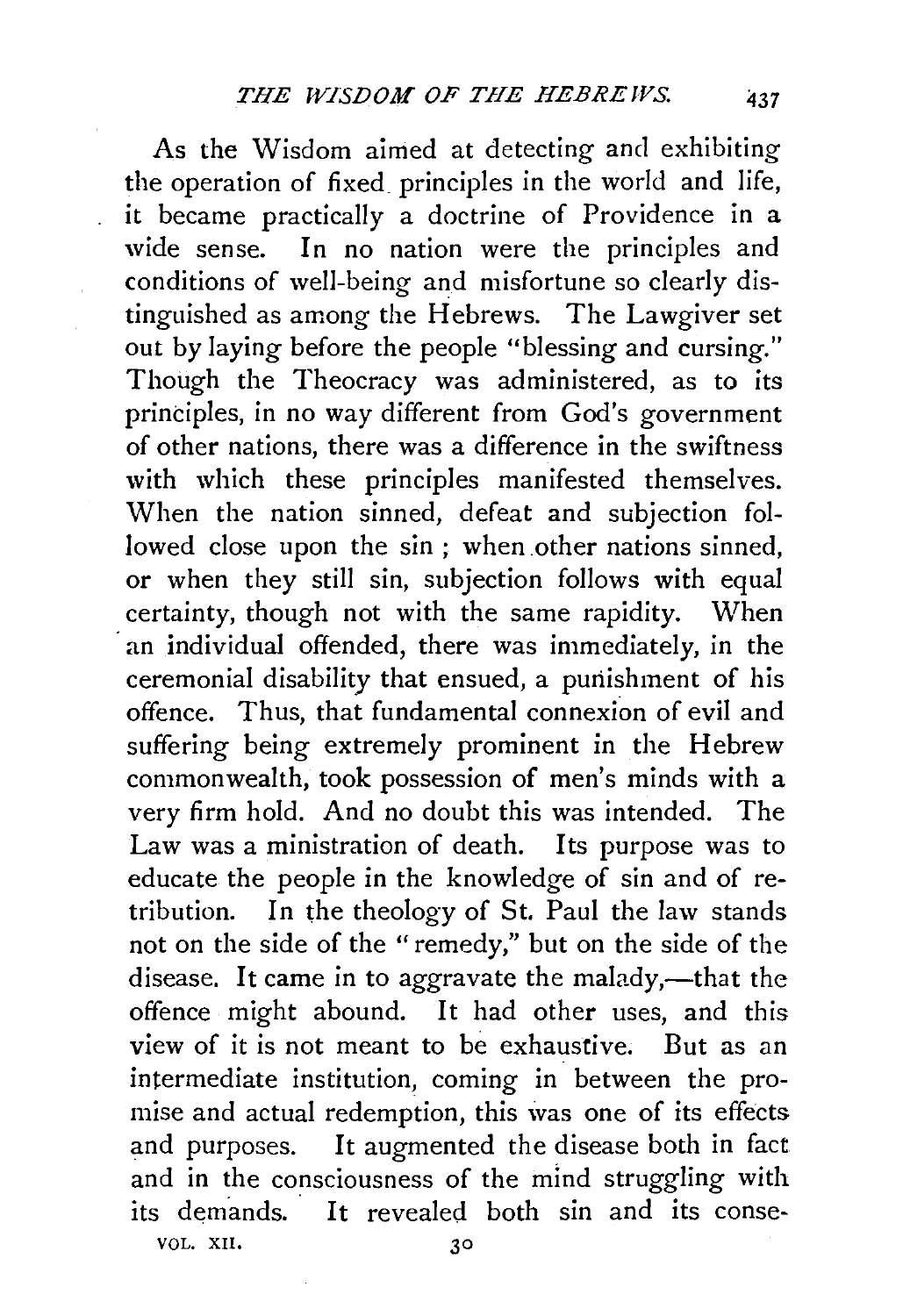As the Wisdom aimed at detecting and exhibiting the operation of fixed principles in the world and life, it became practically a doctrine of Providence in a wide sense. In no nation were the principles and conditions of well-being and misfortune so clearly distinguished as among the Hebrews. The Lawgiver set out by laying before the people "blessing and cursing." Though the Theocracy was administered, as to its principles, in no way different from God's government of other nations, there was a difference in the swiftness with which these principles manifested themselves. When the nation sinned, defeat and subjection followed close upon the sin; when other nations sinned, or when they still sin, subjection follows with equal certainty, though not with the same rapidity. When an individual offended, there was immediately, in the ceremonial disability that ensued, a punishment of his offence. Thus, that fundamental connexion of evil and suffering being extremely prominent in the Hebrew commonwealth, took possession of men's minds with a very firm hold. And no doubt this was intended. The Law was a ministration of death. Its purpose was to educate the people in the knowledge of sin and of retribution. In the theology of St. Paul the law stands not on the side of the "remedy," but on the side of the disease. It came in to aggravate the malady,—that the offence might abound. It had other uses, and this view of it is not meant to be exhaustive. But as an intermediate institution, coming in between the promise and actual redemption, this was one of its effects and purposes. It augmented the disease both in fact and in the consciousness of the mind struggling with its demands. It revealed both sin and its conse-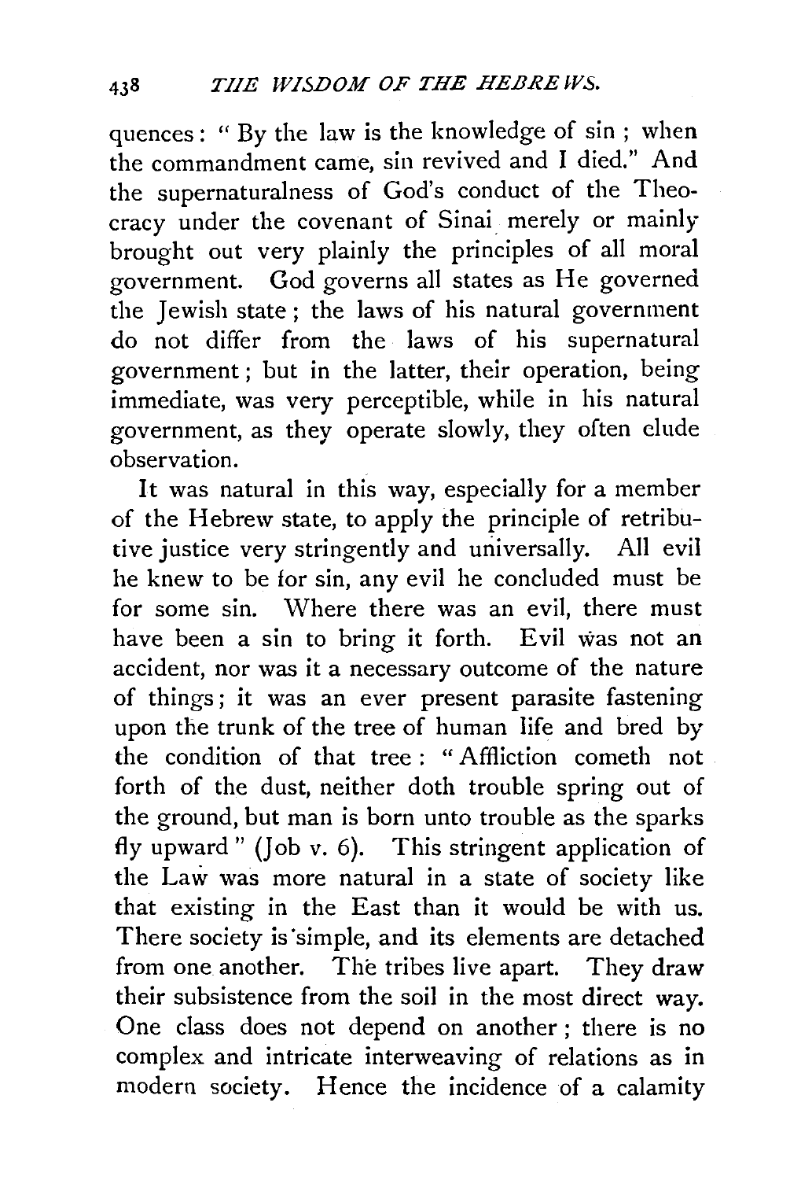quences: "By the law is the knowledge of sin; when the commandment came, sin revived and I died." And the supernaturalness of God's conduct of the Theocracy under the covenant of Sinai merely or mainly brought out very plainly the principles of all moral government. God governs all states as He governed the Jewish state; the laws of his natural government do not differ from the laws of his supernatural government; but in the latter, their operation, being immediate, was very perceptible, while in his natural government, as they operate slowly, they often elude observation.

It was natural in this way, especially for a member of the Hebrew state, to apply the principle of retributive justice very stringently and universally. All evil he knew to be for sin, any evil he concluded must be for some sin. Where there was an evil, there must have been a sin to bring it forth. Evil was not an accident, nor was it a necessary outcome of the nature of things; it was an ever present parasite fastening upon the trunk of the tree of human life and bred by the condition of that tree: "Affliction cometh not forth of the dust, neither doth trouble spring out of the ground, but man is born unto trouble as the sparks fly upward" (Job v. 6). This stringent application of the Law was more natural in a state of society like that existing in the East than it would be with us. There society is simple, and its elements are detached from one another. The tribes live apart. They draw their subsistence from the soil in the most direct way. One class does not depend on another; there is no complex and intricate interweaving of relations as in modern society. Hence the incidence of a calamity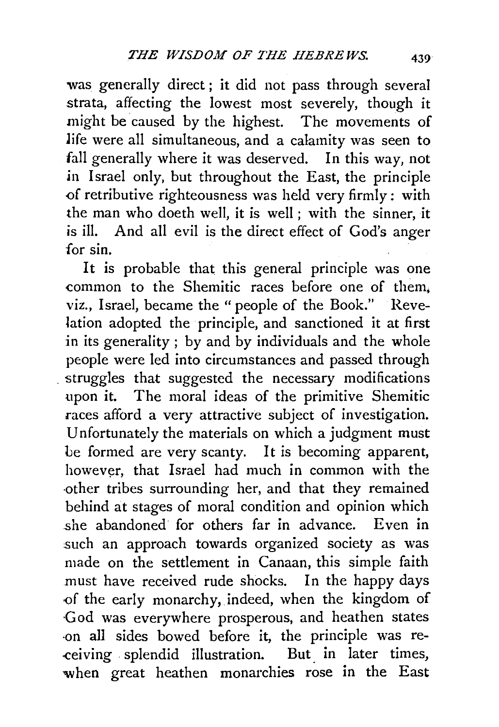was generally direct; it did not pass through several strata, affecting the lowest most severely, though it might be caused by the highest. The movements of life were all simultaneous, and a calamity was seen to fall generally where it was deserved. In this way, not in Israel only, but throughout the East, the principle of retributive righteousness was held very firmly: with the man who doeth well, it is well; with the sinner, it is ill. And all evil is the direct effect of God's anger for sin.

It is probable that this general principle was one common to the Shemitic races before one of them, viz., Israel, became the "people of the Book." Revelation adopted the principle, and sanctioned it at first in its generality; by and by individuals and the whole people were led into circumstances and passed through struggles that suggested the necessary modifications upon it. The moral ideas of the primitive Shemitic races afford a very attractive subject of investigation. Unfortunately the materials on which a judgment must be formed are very scanty. It is becoming apparent, however, that Israel had much in common with the other tribes surrounding her, and that they remained behind at stages of moral condition and opinion which she abandoned for others far in advance. Even in such an approach towards organized society as was made on the settlement in Canaan, this simple faith must have received rude shocks. In the happy days of the early monarchy, indeed, when the kingdom of God was everywhere prosperous, and heathen states on all sides bowed before it, the principle was receiving splendid illustration. But in later times, when great heathen monarchies rose in the East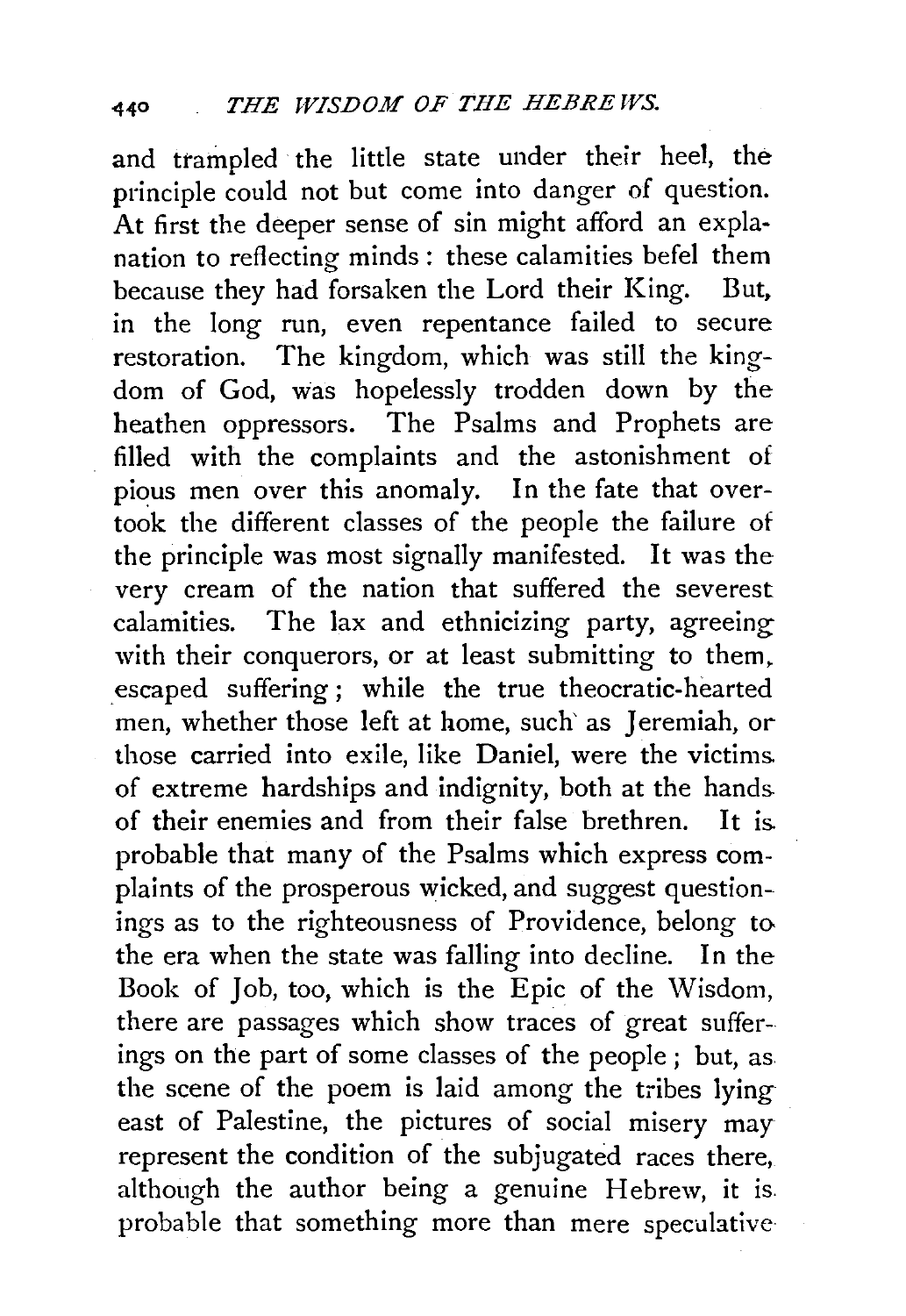and trampled the little state under their heel, the principle could not but come into danger of question. At first the deeper sense of sin might afford an explanation to reflecting minds: these calamities befel them because they had forsaken the Lord their King. But, in the long run, even repentance failed to secure restoration. The kingdom, which was still the kingdom of God, was hopelessly trodden down by the heathen oppressors. The Psalms and Prophets are filled with the complaints and the astonishment of pious men over this anomaly. In the fate that overtook the different classes of the people the failure of the principle was most signally manifested. It was the very cream of the nation that suffered the severest calamities. The lax and ethnicizing party, agreeing with their conquerors, or at least submitting to them, escaped suffering; while the true theocratic-hearted men, whether those left at home, such as Jeremiah, or those carried into exile, like Daniel, were the victims of extreme hardships and indignity, both at the hands of their enemies and from their false brethren. It is probable that many of the Psalms which express complaints of the prosperous wicked, and suggest questionings as to the righteousness of Providence, belong to the era when the state was falling into decline. In the Book of Job, too, which is the Epic of the Wisdom, there are passages which show traces of great sufferings on the part of some classes of the people; but, as the scene of the poem is laid among the tribes lying east of Palestine, the pictures of social misery may represent the condition of the subjugated races there, although the author being a genuine Hebrew, it is probable that something more than mere speculative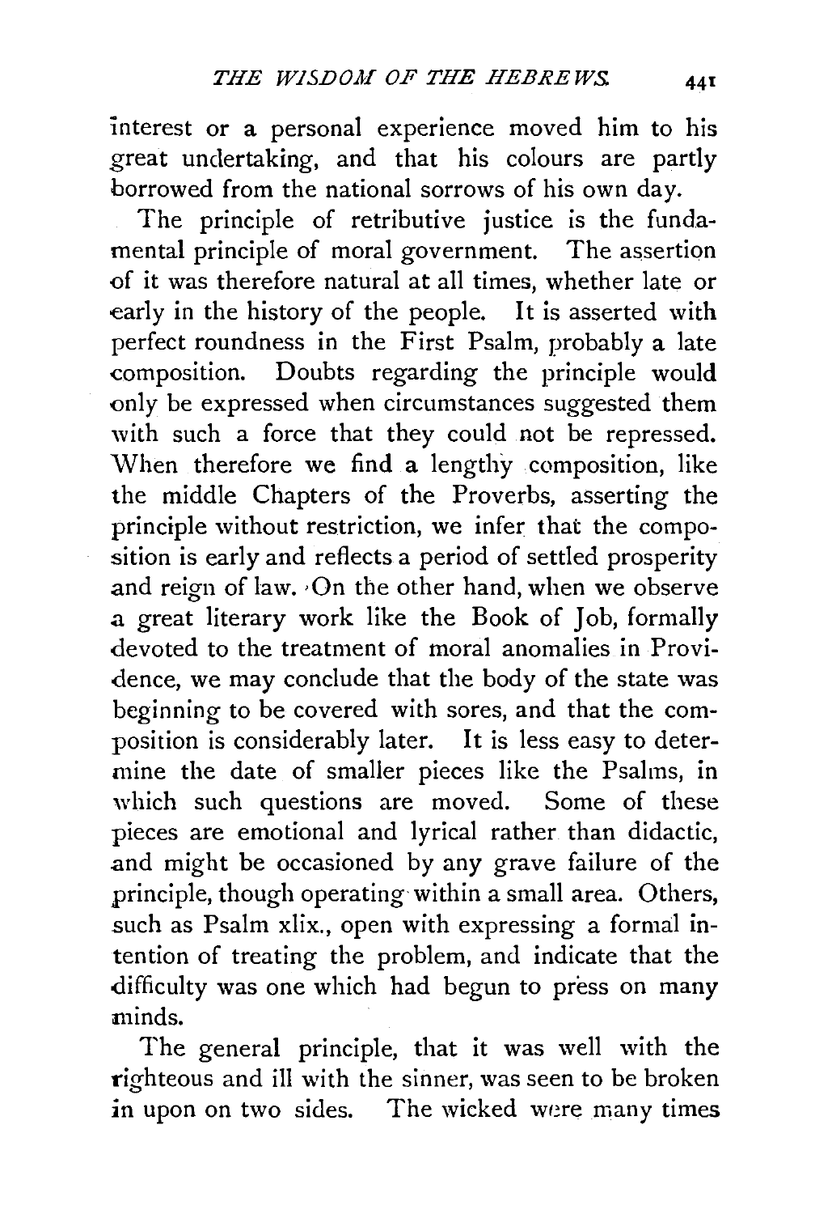interest or a personal experience moved him to his great undertaking, and that his colours are partly borrowed from the national sorrows of his own day.

The principle of retributive justice is the fundamental principle of moral government. The assertion of it was therefore natural at all times, whether late or early in the history of the people. It is asserted with perfect roundness in the First Psalm, probably a late composition. Doubts regarding the principle would only be expressed when circumstances suggested them with such a force that they could not be repressed. When therefore we find a lengthy composition, like the middle Chapters of the Proverbs, asserting the principle without restriction, we infer that the composition is early and reflects a period of settled prosperity and reign of law. On the other hand, when we observe a great literary work like the Book of Job, formally devoted to the treatment of moral anomalies in Providence, we may conclude that the body of the state was beginning to be covered with sores, and that the composition is considerably later. It is less easy to determine the date of smaller pieces like the Psalms, in which such questions are moved. Some of these pieces are emotional and lyrical rather than didactic, and might be occasioned by any grave failure of the principle, though operating within a small area. Others, such as Psalm xlix., open with expressing a formal intention of treating the problem, and indicate that the difficulty was one which had begun to press on many minds.

The general principle, that it was well with the righteous and ill with the sinner, was seen to be broken in upon on two sides. The wicked were many times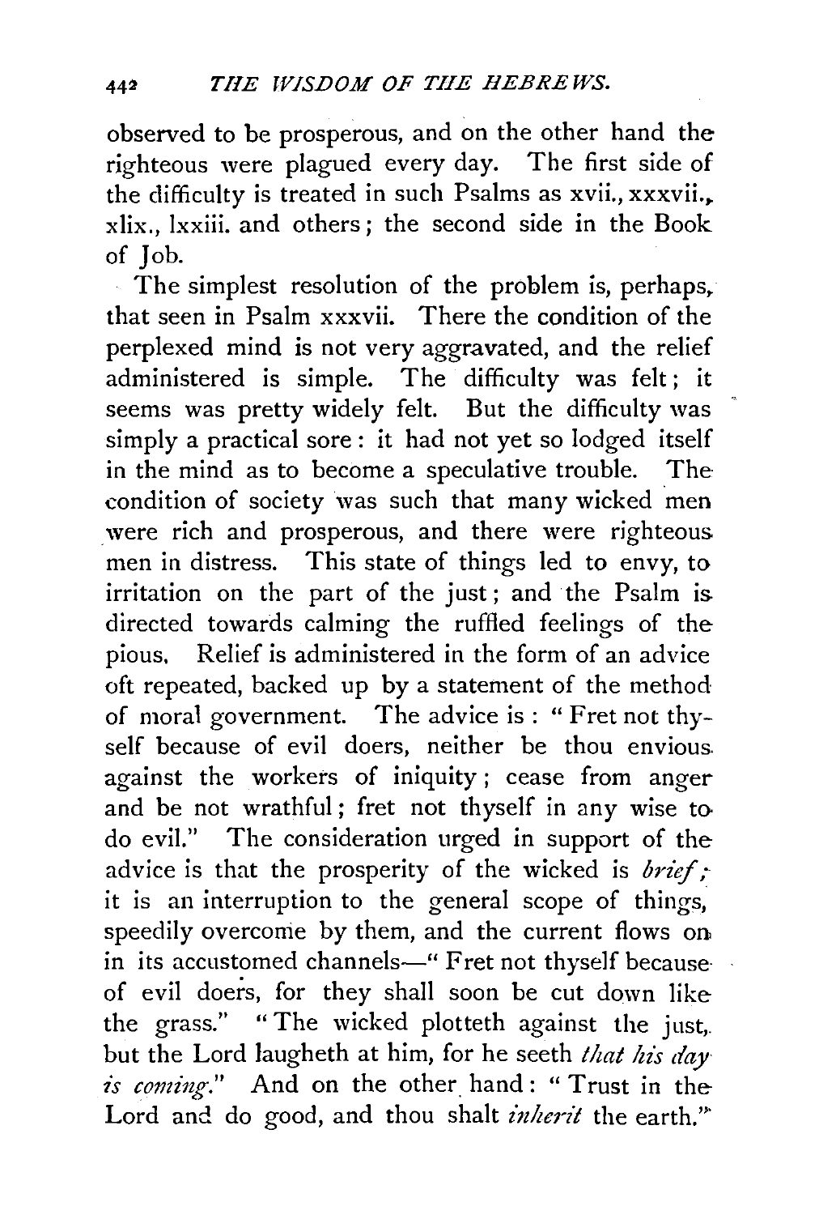observed to be prosperous, and on the other hand the righteous were plagued every day. The first side of the difficulty is treated in such Psalms as xvii., xxxvii., xlix., lxxiii. and others; the second side in the Book of Job.

The simplest resolution of the problem is, perhaps, that seen in Psalm xxxvii. There the condition of the perplexed mind is not very aggravated, and the relief administered is simple. The difficulty was felt; it seems was pretty widely felt. But the difficulty was simply a practical sore: it had not yet so lodged itself in the mind as to become a speculative trouble. The condition of society was such that many wicked men were rich and prosperous, and there were righteous men in distress. This state of things led to envy, to irritation on the part of the just; and the Psalm is directed towards calming the ruffled feelings of the pious. Relief is administered in the form of an advice oft repeated, backed up by a statement of the method of moral government. The advice is: "Fret not thyself because of evil doers, neither be thou envious against the workers of iniquity; cease from anger and be not wrathful; fret not thyself in any wise to do evil." The consideration urged in support of the advice is that the prosperity of the wicked is *brief;* it is an interruption to the general scope of things, speedily overcome by them, and the current flows on in its accustomed channels—"Fret not thyself because of evil doers, for they shall soon be cut down like the grass." "The wicked plotteth against the just, but the Lord laugheth at him, for he seeth *that his day is coming.*" And on the other hand: "Trust in the Lord and do good, and thou shalt *inherit* the earth."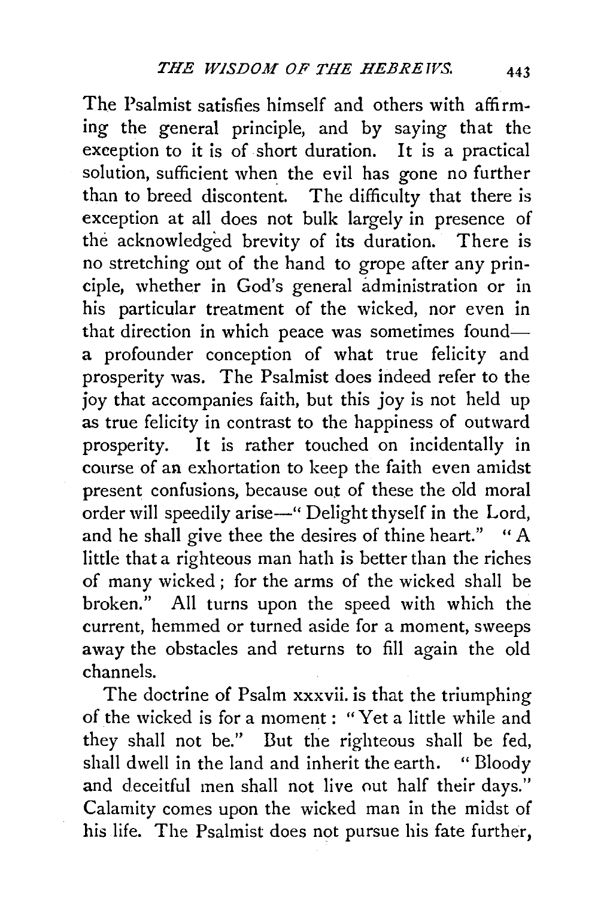The Psalmist satisfies himself and others with affirming the general principle, and by saying that the exception to it is of short duration. It is a practical solution, sufficient when the evil has gone no further than to breed discontent. The difficulty that there is exception at all does not bulk largely in presence of the acknowledged brevity of its duration. There is no stretching out of the hand to grope after any principle, whether in God's general administration or in his particular treatment of the wicked, nor even in that direction in which peace was sometimes found—a profounder conception of what true felicity and prosperity was. The Psalmist does indeed refer to the joy that accompanies faith, but this joy is not held up as true felicity in contrast to the happiness of outward prosperity. It is rather touched on incidentally in course of an exhortation to keep the faith even amidst present confusions, because out of these the old moral order will speedily arise—"Delight thyself in the Lord, and he shall give thee the desires of thine heart." "A little that a righteous man hath is better than the riches of many wicked; for the arms of the wicked shall be broken." All turns upon the speed with which the current, hemmed or turned aside for a moment, sweeps away the obstacles and returns to fill again the old channels.

The doctrine of Psalm xxxvii. is that the triumphing of the wicked is for a moment: "Yet a little while and they shall not be." But the righteous shall be fed, shall dwell in the land and inherit the earth. "Bloody and deceitful men shall not live out half their days." Calamity comes upon the wicked man in the midst of his life. The Psalmist does not pursue his fate further,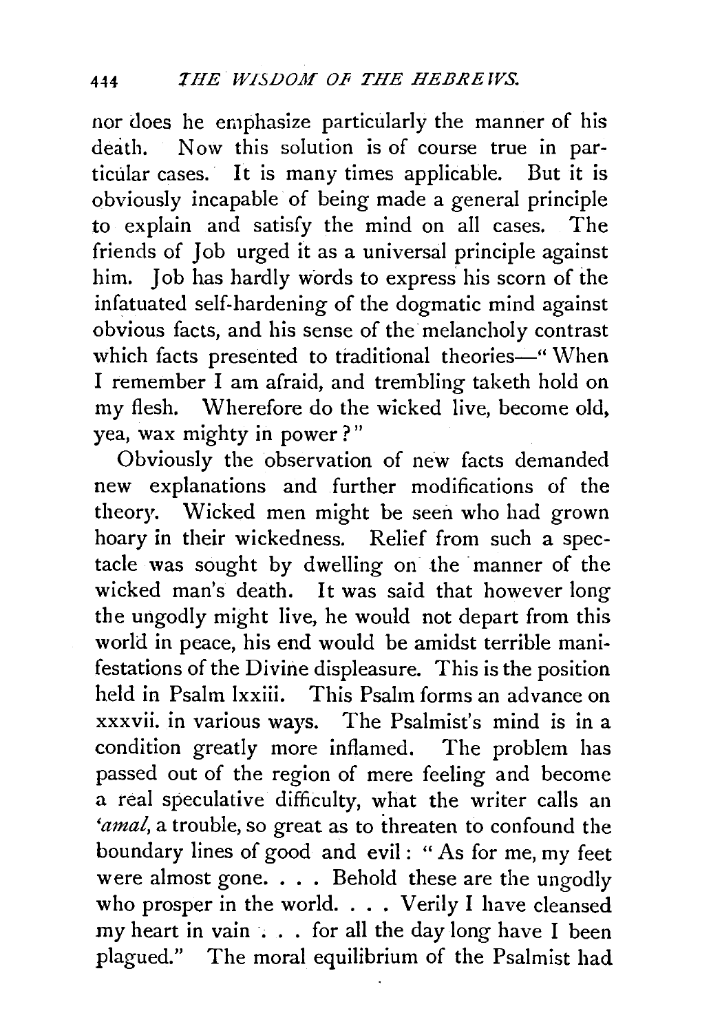nor does he emphasize particularly the manner of his death. Now this solution is of course true in particular cases. It is many times applicable. But it is obviously incapable of being made a general principle to explain and satisfy the mind on all cases. The friends of Job urged it as a universal principle against him. Job has hardly words to express his scorn of the infatuated self-hardening of the dogmatic mind against obvious facts, and his sense of the melancholy contrast which facts presented to traditional theories—"When I remember I am afraid, and trembling taketh hold on my flesh. Wherefore do the wicked live, become old, yea, wax mighty in power?"

Obviously the observation of new facts demanded new explanations and further modifications of the theory. Wicked men might be seen who had grown hoary in their wickedness. Relief from such a spectacle was sought by dwelling on the manner of the wicked man's death. It was said that however long the ungodly might live, he would not depart from this world in peace, his end would be amidst terrible manifestations of the Divine displeasure. This is the position held in Psalm lxxiii. This Psalm forms an advance on xxxvii. in various ways. The Psalmist's mind is in a condition greatly more inflamed. The problem has passed out of the region of mere feeling and become a real speculative difficulty, what the writer calls an *'amal*, a trouble, so great as to threaten to confound the boundary lines of good and evil: "As for me, my feet were almost gone. . . . Behold these are the ungodly who prosper in the world. . . . Verily I have cleansed my heart in vain . . . for all the day long have I been plagued." The moral equilibrium of the Psalmist had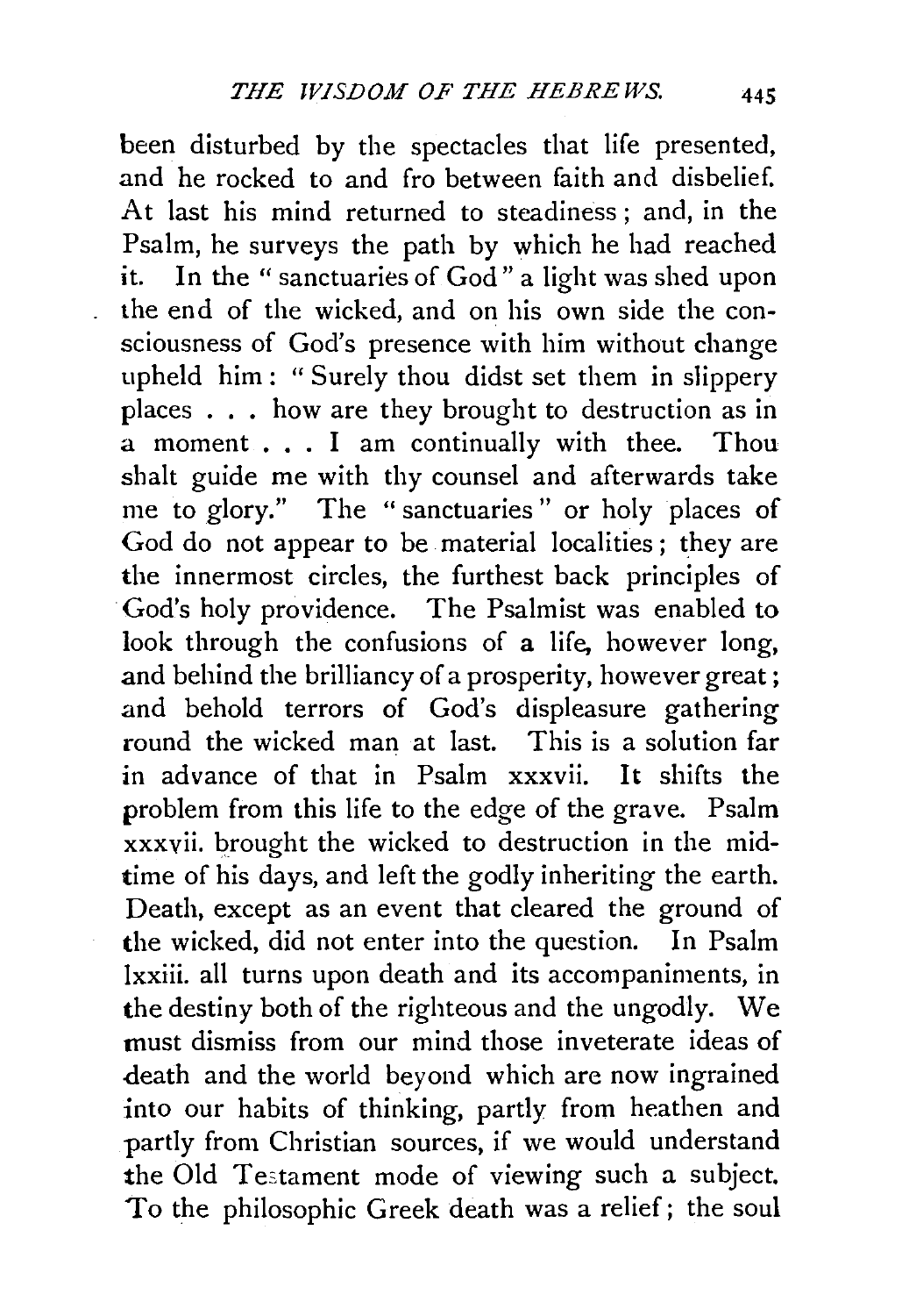been disturbed by the spectacles that life presented, and he rocked to and fro between faith and disbelief. At last his mind returned to steadiness; and, in the Psalm, he surveys the path by which he had reached it. In the "sanctuaries of God" a light was shed upon the end of the wicked, and on his own side the consciousness of God's presence with him without change upheld him: "Surely thou didst set them in slippery places . . . how are they brought to destruction as in a moment . . . I am continually with thee. Thou shalt guide me with thy counsel and afterwards take me to glory." The "sanctuaries" or holy places of God do not appear to be material localities; they are the innermost circles, the furthest back principles of God's holy providence. The Psalmist was enabled to look through the confusions of a life, however long, and behind the brilliancy of a prosperity, however great; and behold terrors of God's displeasure gathering round the wicked man at last. This is a solution far in advance of that in Psalm xxxvii. It shifts the problem from this life to the edge of the grave. Psalm xxxvii. brought the wicked to destruction in the mid-time of his days, and left the godly inheriting the earth. Death, except as an event that cleared the ground of the wicked, did not enter into the question. In Psalm lxxiii. all turns upon death and its accompaniments, in the destiny both of the righteous and the ungodly. We must dismiss from our mind those inveterate ideas of death and the world beyond which are now ingrained into our habits of thinking, partly from heathen and partly from Christian sources, if we would understand the Old Testament mode of viewing such a subject. To the philosophic Greek death was a relief; the soul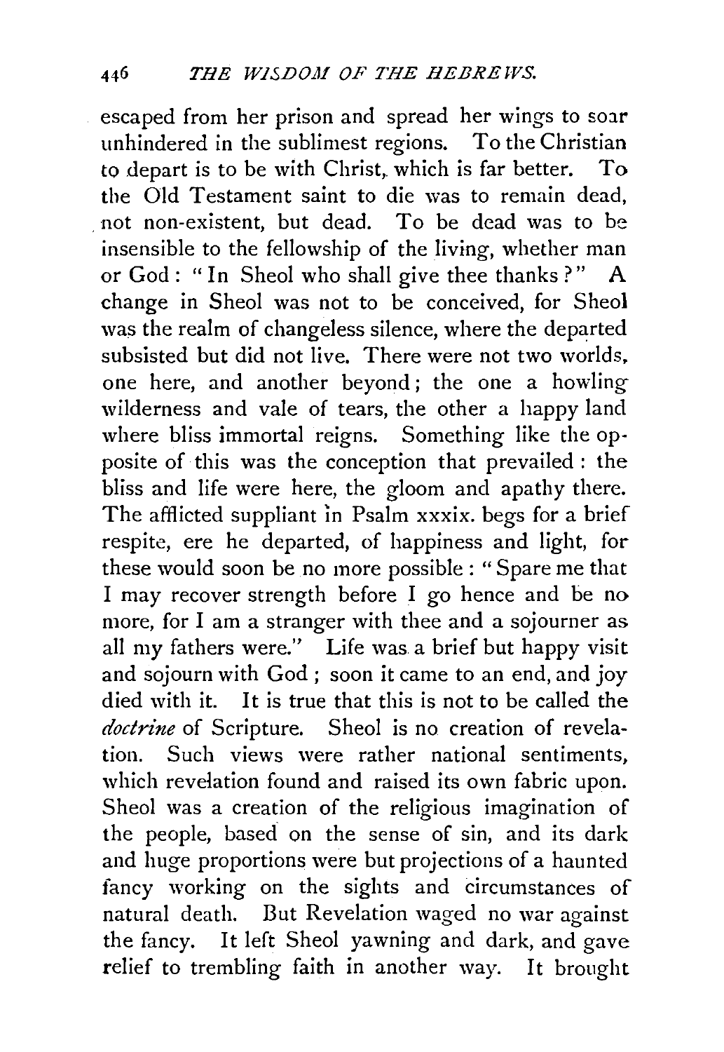escaped from her prison and spread her wings to soar unhindered in the sublimest regions. To the Christian to depart is to be with Christ, which is far better. To the Old Testament saint to die was to remain dead, not non-existent, but dead. To be dead was to be insensible to the fellowship of the living, whether man or God: "In Sheol who shall give thee thanks?" A change in Sheol was not to be conceived, for Sheol was the realm of changeless silence, where the departed subsisted but did not live. There were not two worlds, one here, and another beyond; the one a howling wilderness and vale of tears, the other a happy land where bliss immortal reigns. Something like the opposite of this was the conception that prevailed: the bliss and life were here, the gloom and apathy there. The afflicted suppliant in Psalm xxxix. begs for a brief respite, ere he departed, of happiness and light, for these would soon be no more possible: "Spare me that I may recover strength before I go hence and be no more, for I am a stranger with thee and a sojourner as all my fathers were." Life was a brief but happy visit and sojourn with God; soon it came to an end, and joy died with it. It is true that this is not to be called the *doctrine* of Scripture. Sheol is no creation of revelation. Such views were rather national sentiments, which revelation found and raised its own fabric upon. Sheol was a creation of the religious imagination of the people, based on the sense of sin, and its dark and huge proportions were but projections of a haunted fancy working on the sights and circumstances of natural death. But Revelation waged no war against the fancy. It left Sheol yawning and dark, and gave relief to trembling faith in another way. It brought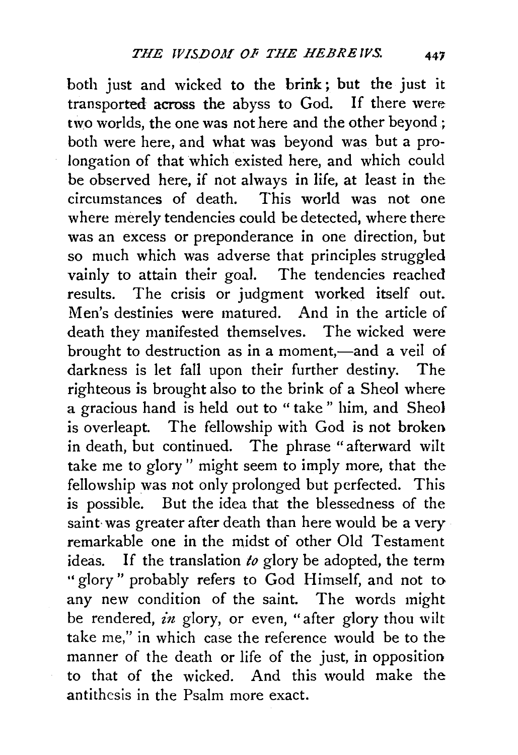both just and wicked to the brink; but the just it transported across the abyss to God. If there were two worlds, the one was not here and the other beyond; both were here, and what was beyond was but a prolongation of that which existed here, and which could be observed here, if not always in life, at least in the circumstances of death. This world was not one where merely tendencies could be detected, where there was an excess or preponderance in one direction, but so much which was adverse that principles struggled vainly to attain their goal. The tendencies reached results. The crisis or judgment worked itself out. Men's destinies were matured. And in the article of death they manifested themselves. The wicked were brought to destruction as in a moment,—and a veil of darkness is let fall upon their further destiny. The righteous is brought also to the brink of a Sheol where a gracious hand is held out to "take" him, and Sheol is overleapt. The fellowship with God is not broken in death, but continued. The phrase "afterward wilt take me to glory" might seem to imply more, that the fellowship was not only prolonged but perfected. This is possible. But the idea that the blessedness of the saint was greater after death than here would be a very remarkable one in the midst of other Old Testament ideas. If the translation *to* glory be adopted, the term "glory" probably refers to God Himself, and not to any new condition of the saint. The words might be rendered, *in* glory, or even, "after glory thou wilt take me," in which case the reference would be to the manner of the death or life of the just, in opposition to that of the wicked. And this would make the antithesis in the Psalm more exact.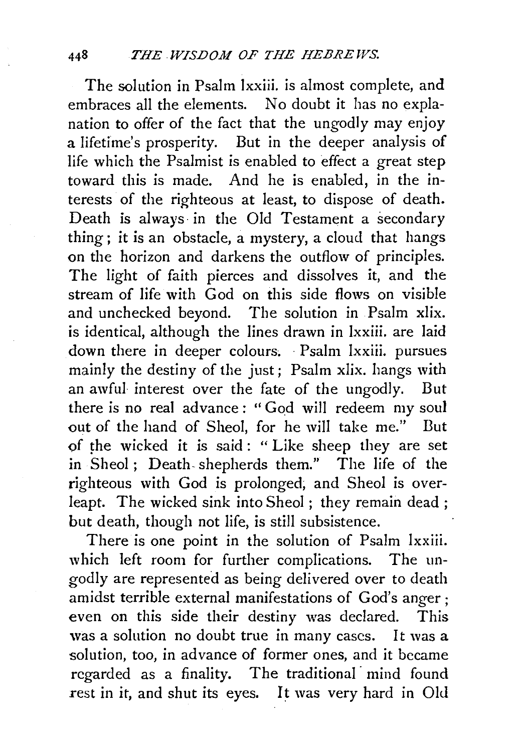The solution in Psalm lxxiii. is almost complete, and embraces all the elements. No doubt it has no explanation to offer of the fact that the ungodly may enjoy a lifetime's prosperity. But in the deeper analysis of life which the Psalmist is enabled to effect a great step toward this is made. And he is enabled, in the interests of the righteous at least, to dispose of death. Death is always in the Old Testament a secondary thing; it is an obstacle, a mystery, a cloud that hangs on the horizon and darkens the outflow of principles. The light of faith pierces and dissolves it, and the stream of life with God on this side flows on visible and unchecked beyond. The solution in Psalm xlix. is identical, although the lines drawn in lxxiii. are laid down there in deeper colours. Psalm lxxiii. pursues mainly the destiny of the just; Psalm xlix. hangs with an awful interest over the fate of the ungodly. But there is no real advance: "God will redeem my soul out of the hand of Sheol, for he will take me." But of the wicked it is said: "Like sheep they are set in Sheol; Death shepherds them." The life of the righteous with God is prolonged, and Sheol is overleapt. The wicked sink into Sheol; they remain dead; but death, though not life, is still subsistence.

There is one point in the solution of Psalm lxxiii. which left room for further complications. The ungodly are represented as being delivered over to death amidst terrible external manifestations of God's anger; even on this side their destiny was declared. This was a solution no doubt true in many cases. It was a solution, too, in advance of former ones, and it became regarded as a finality. The traditional mind found rest in it, and shut its eyes. It was very hard in Old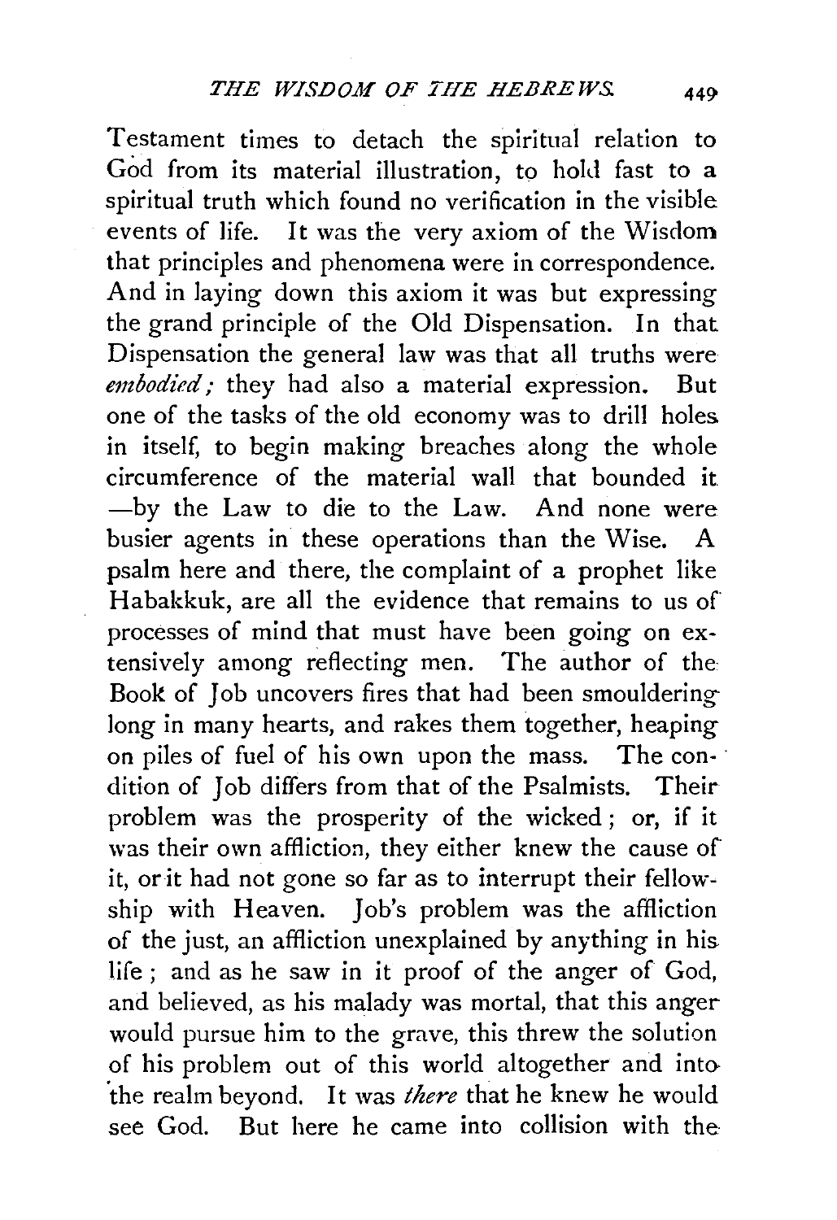Testament times to detach the spiritual relation to God from its material illustration, to hold fast to a spiritual truth which found no verification in the visible events of life. It was the very axiom of the Wisdom that principles and phenomena were in correspondence. And in laying down this axiom it was but expressing the grand principle of the Old Dispensation. In that Dispensation the general law was that all truths were *embodied;* they had also a material expression. But one of the tasks of the old economy was to drill holes in itself, to begin making breaches along the whole circumference of the material wall that bounded it —by the Law to die to the Law. And none were busier agents in these operations than the Wise. A psalm here and there, the complaint of a prophet like Habakkuk, are all the evidence that remains to us of processes of mind that must have been going on extensively among reflecting men. The author of the Book of Job uncovers fires that had been smouldering long in many hearts, and rakes them together, heaping on piles of fuel of his own upon the mass. The condition of Job differs from that of the Psalmists. Their problem was the prosperity of the wicked; or, if it was their own affliction, they either knew the cause of it, or it had not gone so far as to interrupt their fellowship with Heaven. Job's problem was the affliction of the just, an affliction unexplained by anything in his life; and as he saw in it proof of the anger of God, and believed, as his malady was mortal, that this anger would pursue him to the grave, this threw the solution of his problem out of this world altogether and into the realm beyond. It was *there* that he knew he would see God. But here he came into collision with the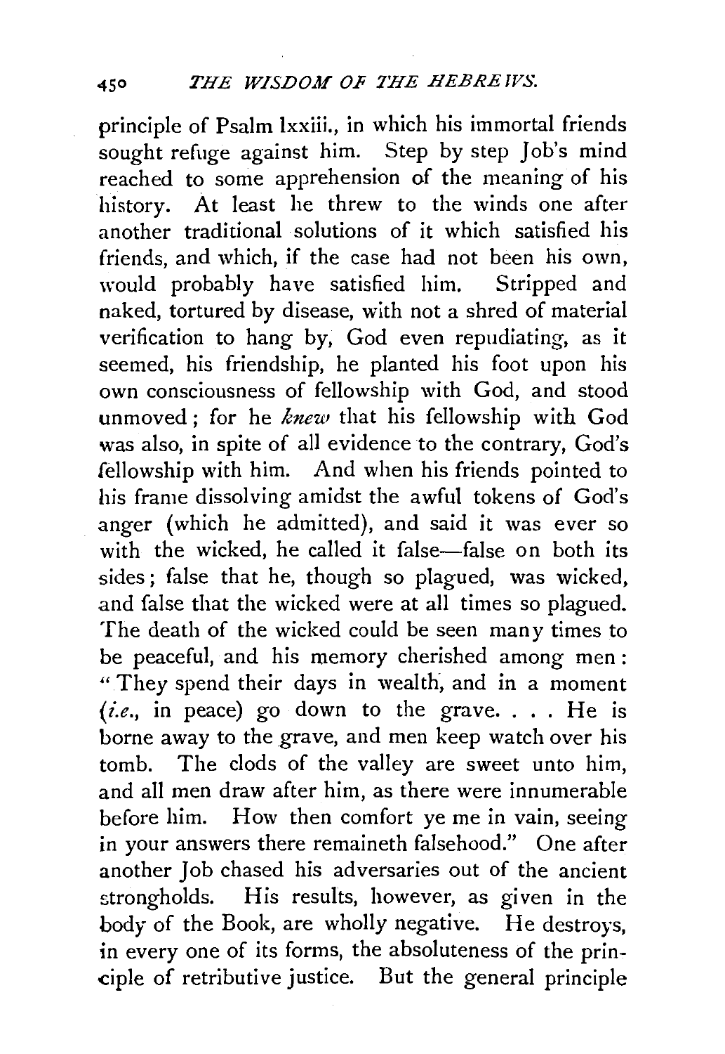principle of Psalm lxxiii., in which his immortal friends sought refuge against him. Step by step Job's mind reached to some apprehension of the meaning of his history. At least he threw to the winds one after another traditional solutions of it which satisfied his friends, and which, if the case had not been his own, would probably have satisfied him. Stripped and naked, tortured by disease, with not a shred of material verification to hang by, God even repudiating, as it seemed, his friendship, he planted his foot upon his own consciousness of fellowship with God, and stood unmoved; for he *knew* that his fellowship with God was also, in spite of all evidence to the contrary, God's fellowship with him. And when his friends pointed to his frame dissolving amidst the awful tokens of God's anger (which he admitted), and said it was ever so with the wicked, he called it false—false on both its sides; false that he, though so plagued, was wicked, and false that the wicked were at all times so plagued. The death of the wicked could be seen many times to be peaceful, and his memory cherished among men: "They spend their days in wealth, and in a moment (*i.e.*, in peace) go down to the grave. . . . He is borne away to the grave, and men keep watch over his tomb. The clods of the valley are sweet unto him, and all men draw after him, as there were innumerable before him. How then comfort ye me in vain, seeing in your answers there remaineth falsehood." One after another Job chased his adversaries out of the ancient strongholds. His results, however, as given in the body of the Book, are wholly negative. He destroys, in every one of its forms, the absoluteness of the principle of retributive justice. But the general principle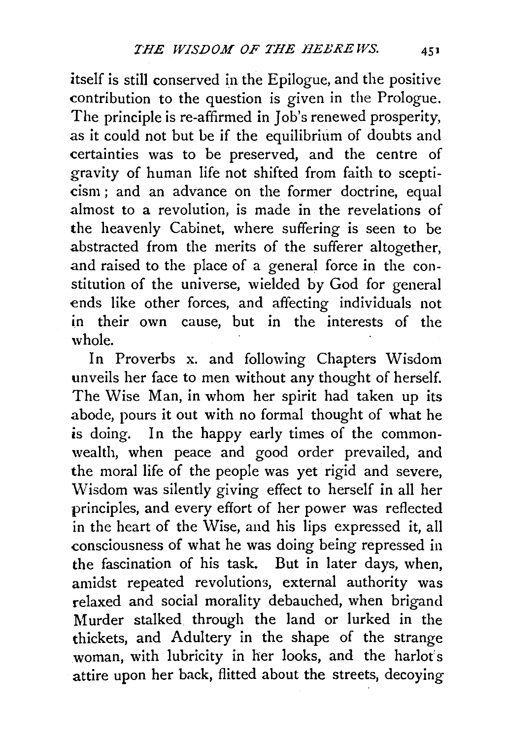itself is still conserved in the Epilogue, and the positive contribution to the question is given in the Prologue. The principle is re-affirmed in Job's renewed prosperity, as it could not but be if the equilibrium of doubts and certainties was to be preserved, and the centre of gravity of human life not shifted from faith to scepticism; and an advance on the former doctrine, equal almost to a revolution, is made in the revelations of the heavenly Cabinet, where suffering is seen to be abstracted from the merits of the sufferer altogether, and raised to the place of a general force in the constitution of the universe, wielded by God for general ends like other forces, and affecting individuals not in their own cause, but in the interests of the whole.

In Proverbs x. and following Chapters Wisdom unveils her face to men without any thought of herself. The Wise Man, in whom her spirit had taken up its abode, pours it out with no formal thought of what he is doing. In the happy early times of the commonwealth, when peace and good order prevailed, and the moral life of the people was yet rigid and severe, Wisdom was silently giving effect to herself in all her principles, and every effort of her power was reflected in the heart of the Wise, and his lips expressed it, all consciousness of what he was doing being repressed in the fascination of his task. But in later days, when, amidst repeated revolutions, external authority was relaxed and social morality debauched, when brigand Murder stalked through the land or lurked in the thickets, and Adultery in the shape of the strange woman, with lubricity in her looks, and the harlot's attire upon her back, flitted about the streets, decoying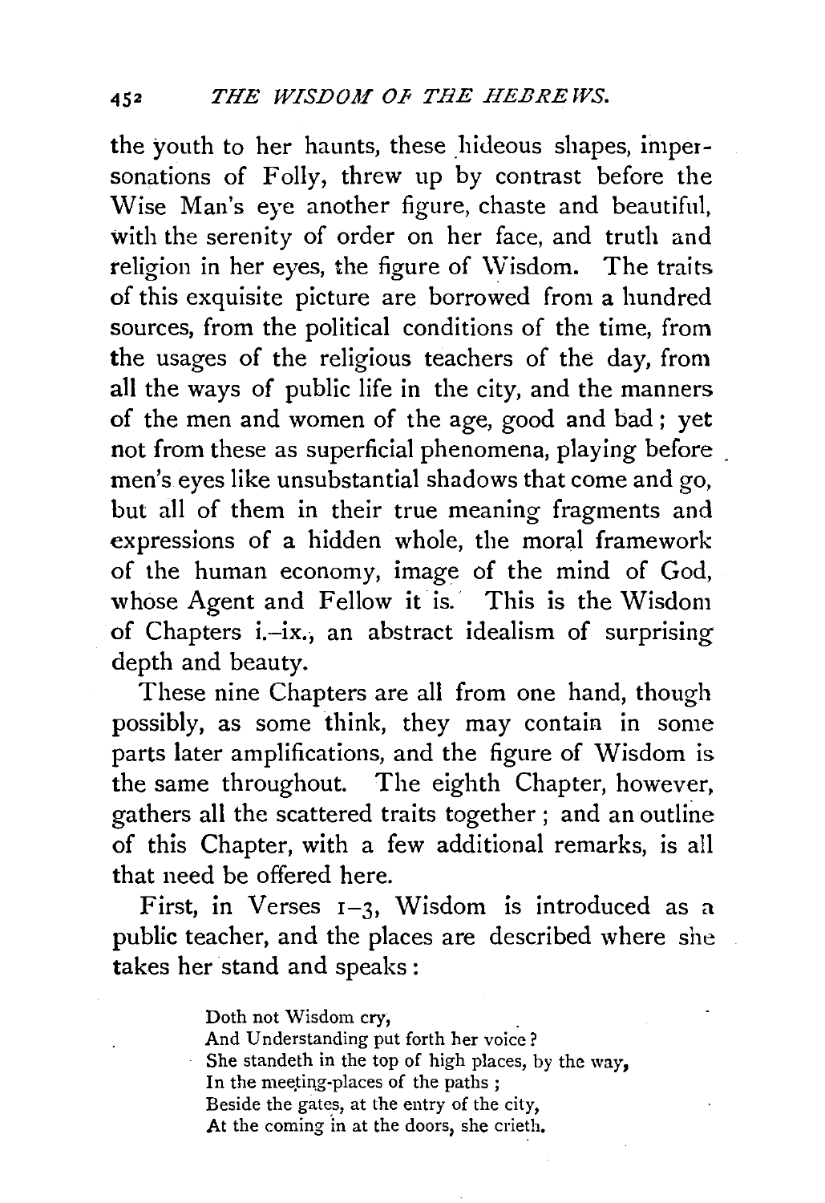the youth to her haunts, these hideous shapes, impersonations of Folly, threw up by contrast before the Wise Man's eye another figure, chaste and beautiful, with the serenity of order on her face, and truth and religion in her eyes, the figure of Wisdom. The traits of this exquisite picture are borrowed from a hundred sources, from the political conditions of the time, from the usages of the religious teachers of the day, from all the ways of public life in the city, and the manners of the men and women of the age, good and bad; yet not from these as superficial phenomena, playing before men's eyes like unsubstantial shadows that come and go, but all of them in their true meaning fragments and expressions of a hidden whole, the moral framework of the human economy, image of the mind of God, whose Agent and Fellow it is. This is the Wisdom of Chapters i.–ix., an abstract idealism of surprising depth and beauty.

These nine Chapters are all from one hand, though possibly, as some think, they may contain in some parts later amplifications, and the figure of Wisdom is the same throughout. The eighth Chapter, however, gathers all the scattered traits together; and an outline of this Chapter, with a few additional remarks, is all that need be offered here.

First, in Verses 1–3, Wisdom is introduced as a public teacher, and the places are described where she takes her stand and speaks:

> Doth not Wisdom cry,
> And Understanding put forth her voice?
> She standeth in the top of high places, by the way,
> In the meeting-places of the paths;
> Beside the gates, at the entry of the city,
> At the coming in at the doors, she crieth.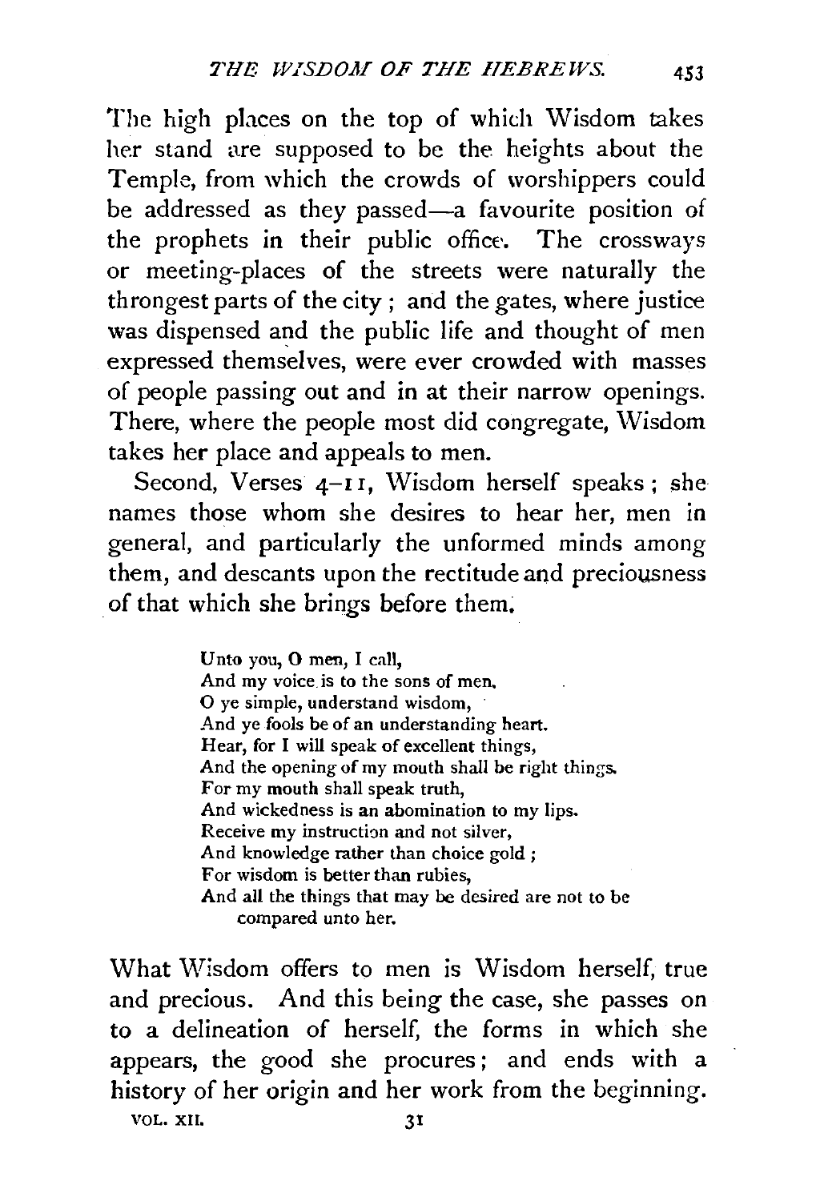The high places on the top of which Wisdom takes her stand are supposed to be the heights about the Temple, from which the crowds of worshippers could be addressed as they passed—a favourite position of the prophets in their public office. The crossways or meeting-places of the streets were naturally the throngest parts of the city; and the gates, where justice was dispensed and the public life and thought of men expressed themselves, were ever crowded with masses of people passing out and in at their narrow openings. There, where the people most did congregate, Wisdom takes her place and appeals to men.

Second, Verses 4–11, Wisdom herself speaks; she names those whom she desires to hear her, men in general, and particularly the unformed minds among them, and descants upon the rectitude and preciousness of that which she brings before them.

> Unto you, O men, I call,
> And my voice is to the sons of men.
> O ye simple, understand wisdom,
> And ye fools be of an understanding heart.
> Hear, for I will speak of excellent things,
> And the opening of my mouth shall be right things.
> For my mouth shall speak truth,
> And wickedness is an abomination to my lips.
> Receive my instruction and not silver,
> And knowledge rather than choice gold;
> For wisdom is better than rubies,
> And all the things that may be desired are not to be compared unto her.

What Wisdom offers to men is Wisdom herself, true and precious. And this being the case, she passes on to a delineation of herself, the forms in which she appears, the good she procures; and ends with a history of her origin and her work from the beginning.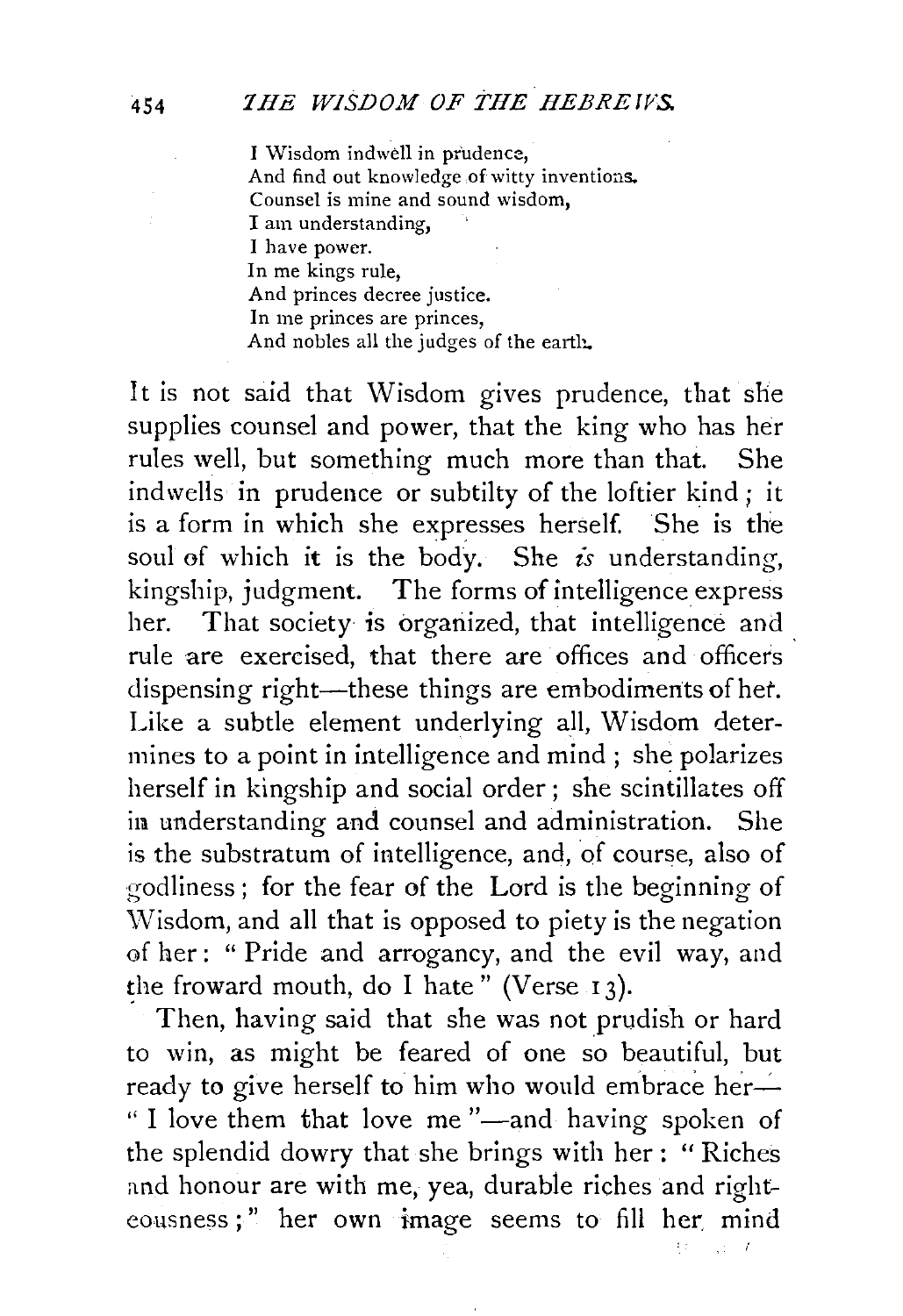> I Wisdom indwell in prudence,
> And find out knowledge of witty inventions.
> Counsel is mine and sound wisdom,
> I am understanding,
> I have power.
> In me kings rule,
> And princes decree justice.
> In me princes are princes,
> And nobles all the judges of the earth.

It is not said that Wisdom gives prudence, that she supplies counsel and power, that the king who has her rules well, but something much more than that. She indwells in prudence or subtilty of the loftier kind; it is a form in which she expresses herself. She is the soul of which it is the body. She *is* understanding, kingship, judgment. The forms of intelligence express her. That society is organized, that intelligence and rule are exercised, that there are offices and officers dispensing right—these things are embodiments of her. Like a subtle element underlying all, Wisdom determines to a point in intelligence and mind; she polarizes herself in kingship and social order; she scintillates off in understanding and counsel and administration. She is the substratum of intelligence, and, of course, also of godliness; for the fear of the Lord is the beginning of Wisdom, and all that is opposed to piety is the negation of her: "Pride and arrogancy, and the evil way, and the froward mouth, do I hate" (Verse 13).

Then, having said that she was not prudish or hard to win, as might be feared of one so beautiful, but ready to give herself to him who would embrace her—"I love them that love me"—and having spoken of the splendid dowry that she brings with her: "Riches and honour are with me, yea, durable riches and righteousness;" her own image seems to fill her mind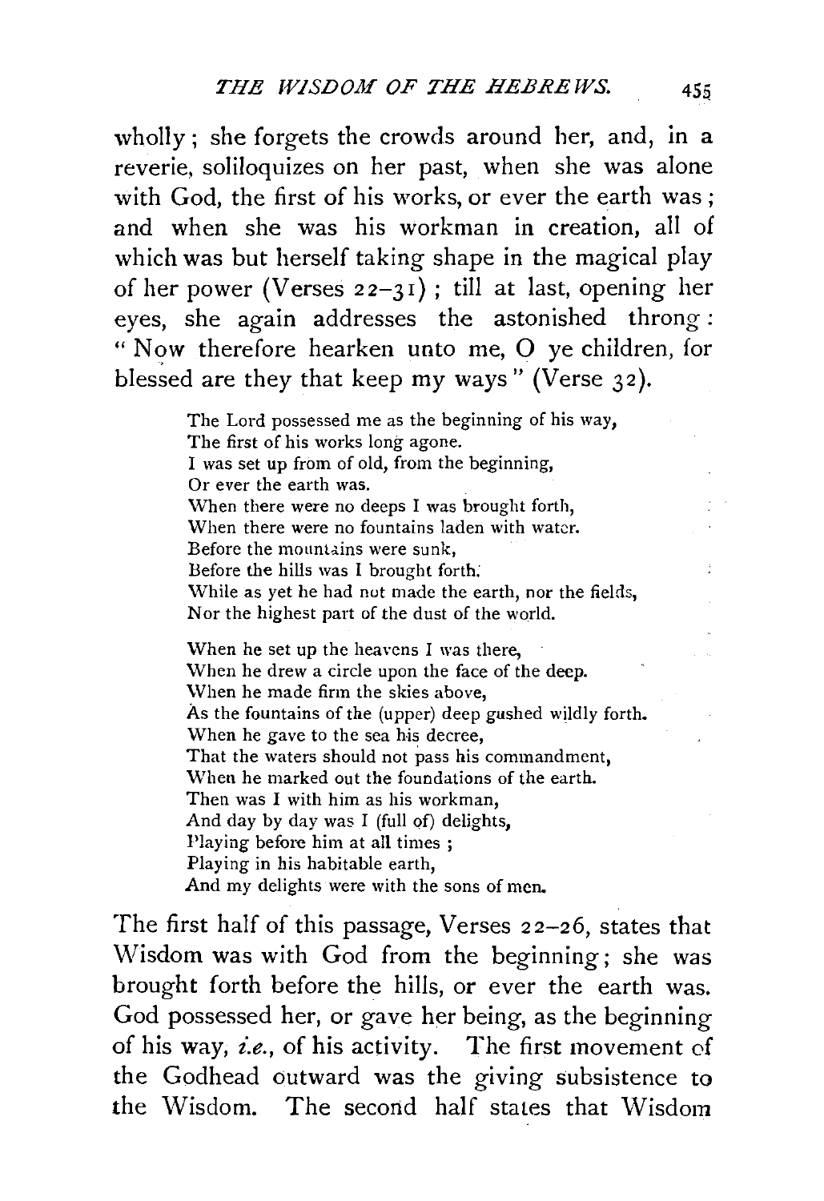wholly; she forgets the crowds around her, and, in a reverie, soliloquizes on her past, when she was alone with God, the first of his works, or ever the earth was; and when she was his workman in creation, all of which was but herself taking shape in the magical play of her power (Verses 22–31); till at last, opening her eyes, she again addresses the astonished throng: "Now therefore hearken unto me, O ye children, for blessed are they that keep my ways" (Verse 32).

> The Lord possessed me as the beginning of his way,
> The first of his works long agone.
> I was set up from of old, from the beginning,
> Or ever the earth was.
> When there were no deeps I was brought forth,
> When there were no fountains laden with water.
> Before the mountains were sunk,
> Before the hills was I brought forth.
> While as yet he had not made the earth, nor the fields,
> Nor the highest part of the dust of the world.
>
> When he set up the heavens I was there,
> When he drew a circle upon the face of the deep.
> When he made firm the skies above,
> As the fountains of the (upper) deep gushed wildly forth.
> When he gave to the sea his decree,
> That the waters should not pass his commandment,
> When he marked out the foundations of the earth.
> Then was I with him as his workman,
> And day by day was I (full of) delights,
> Playing before him at all times;
> Playing in his habitable earth,
> And my delights were with the sons of men.

The first half of this passage, Verses 22–26, states that Wisdom was with God from the beginning; she was brought forth before the hills, or ever the earth was. God possessed her, or gave her being, as the beginning of his way, *i.e.*, of his activity. The first movement of the Godhead outward was the giving subsistence to the Wisdom. The second half states that Wisdom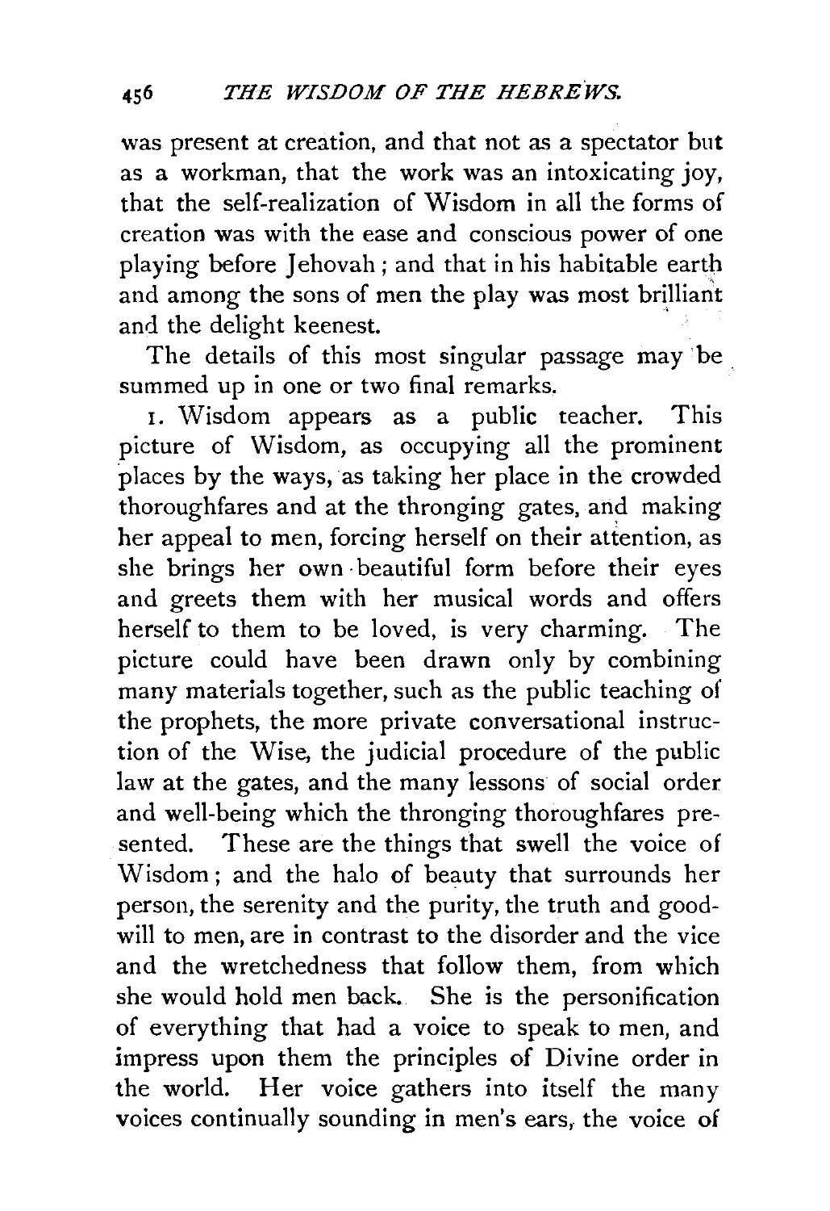was present at creation, and that not as a spectator but as a workman, that the work was an intoxicating joy, that the self-realization of Wisdom in all the forms of creation was with the ease and conscious power of one playing before Jehovah; and that in his habitable earth and among the sons of men the play was most brilliant and the delight keenest.

The details of this most singular passage may be summed up in one or two final remarks.

1. Wisdom appears as a public teacher. This picture of Wisdom, as occupying all the prominent places by the ways, as taking her place in the crowded thoroughfares and at the thronging gates, and making her appeal to men, forcing herself on their attention, as she brings her own beautiful form before their eyes and greets them with her musical words and offers herself to them to be loved, is very charming. The picture could have been drawn only by combining many materials together, such as the public teaching of the prophets, the more private conversational instruction of the Wise, the judicial procedure of the public law at the gates, and the many lessons of social order and well-being which the thronging thoroughfares presented. These are the things that swell the voice of Wisdom; and the halo of beauty that surrounds her person, the serenity and the purity, the truth and goodwill to men, are in contrast to the disorder and the vice and the wretchedness that follow them, from which she would hold men back. She is the personification of everything that had a voice to speak to men, and impress upon them the principles of Divine order in the world. Her voice gathers into itself the many voices continually sounding in men's ears, the voice of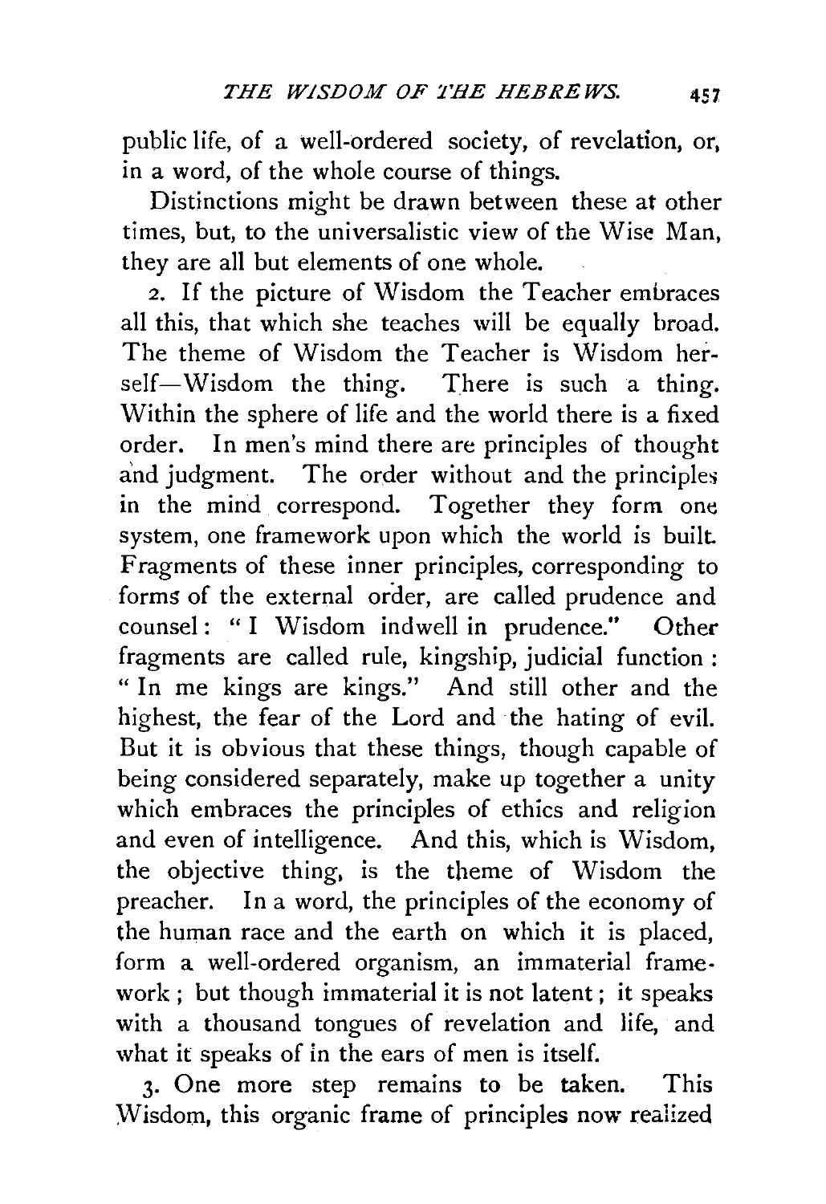public life, of a well-ordered society, of revelation, or, in a word, of the whole course of things.

Distinctions might be drawn between these at other times, but, to the universalistic view of the Wise Man, they are all but elements of one whole.

2. If the picture of Wisdom the Teacher embraces all this, that which she teaches will be equally broad. The theme of Wisdom the Teacher is Wisdom herself—Wisdom the thing. There is such a thing. Within the sphere of life and the world there is a fixed order. In men's mind there are principles of thought and judgment. The order without and the principles in the mind correspond. Together they form one system, one framework upon which the world is built. Fragments of these inner principles, corresponding to forms of the external order, are called prudence and counsel: "I Wisdom indwell in prudence." Other fragments are called rule, kingship, judicial function: "In me kings are kings." And still other and the highest, the fear of the Lord and the hating of evil. But it is obvious that these things, though capable of being considered separately, make up together a unity which embraces the principles of ethics and religion and even of intelligence. And this, which is Wisdom, the objective thing, is the theme of Wisdom the preacher. In a word, the principles of the economy of the human race and the earth on which it is placed, form a well-ordered organism, an immaterial framework; but though immaterial it is not latent; it speaks with a thousand tongues of revelation and life, and what it speaks of in the ears of men is itself.

3. One more step remains to be taken. This Wisdom, this organic frame of principles now realized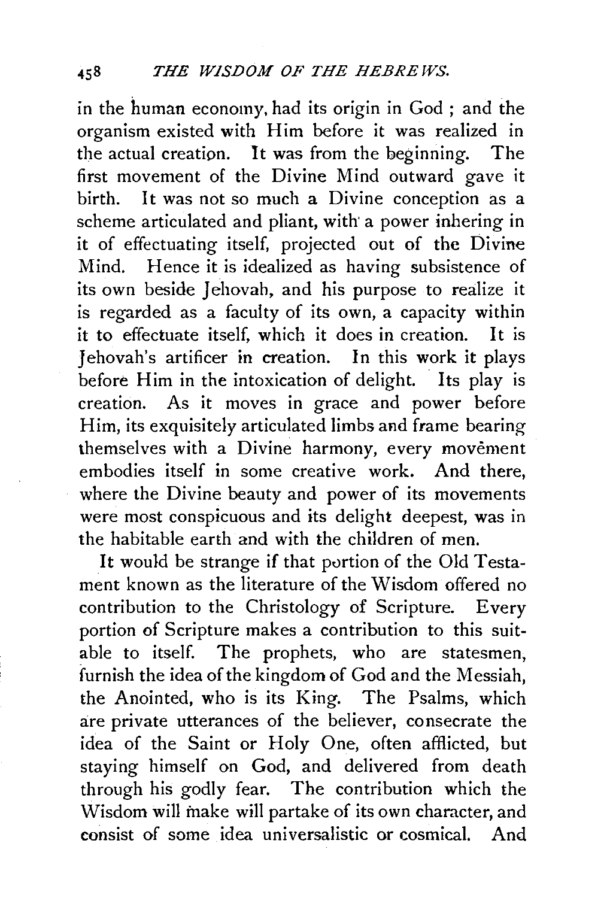in the human economy, had its origin in God; and the organism existed with Him before it was realized in the actual creation. It was from the beginning. The first movement of the Divine Mind outward gave it birth. It was not so much a Divine conception as a scheme articulated and pliant, with a power inhering in it of effectuating itself, projected out of the Divine Mind. Hence it is idealized as having subsistence of its own beside Jehovah, and his purpose to realize it is regarded as a faculty of its own, a capacity within it to effectuate itself, which it does in creation. It is Jehovah's artificer in creation. In this work it plays before Him in the intoxication of delight. Its play is creation. As it moves in grace and power before Him, its exquisitely articulated limbs and frame bearing themselves with a Divine harmony, every movement embodies itself in some creative work. And there, where the Divine beauty and power of its movements were most conspicuous and its delight deepest, was in the habitable earth and with the children of men.

It would be strange if that portion of the Old Testament known as the literature of the Wisdom offered no contribution to the Christology of Scripture. Every portion of Scripture makes a contribution to this suitable to itself. The prophets, who are statesmen, furnish the idea of the kingdom of God and the Messiah, the Anointed, who is its King. The Psalms, which are private utterances of the believer, consecrate the idea of the Saint or Holy One, often afflicted, but staying himself on God, and delivered from death through his godly fear. The contribution which the Wisdom will make will partake of its own character, and consist of some idea universalistic or cosmical. And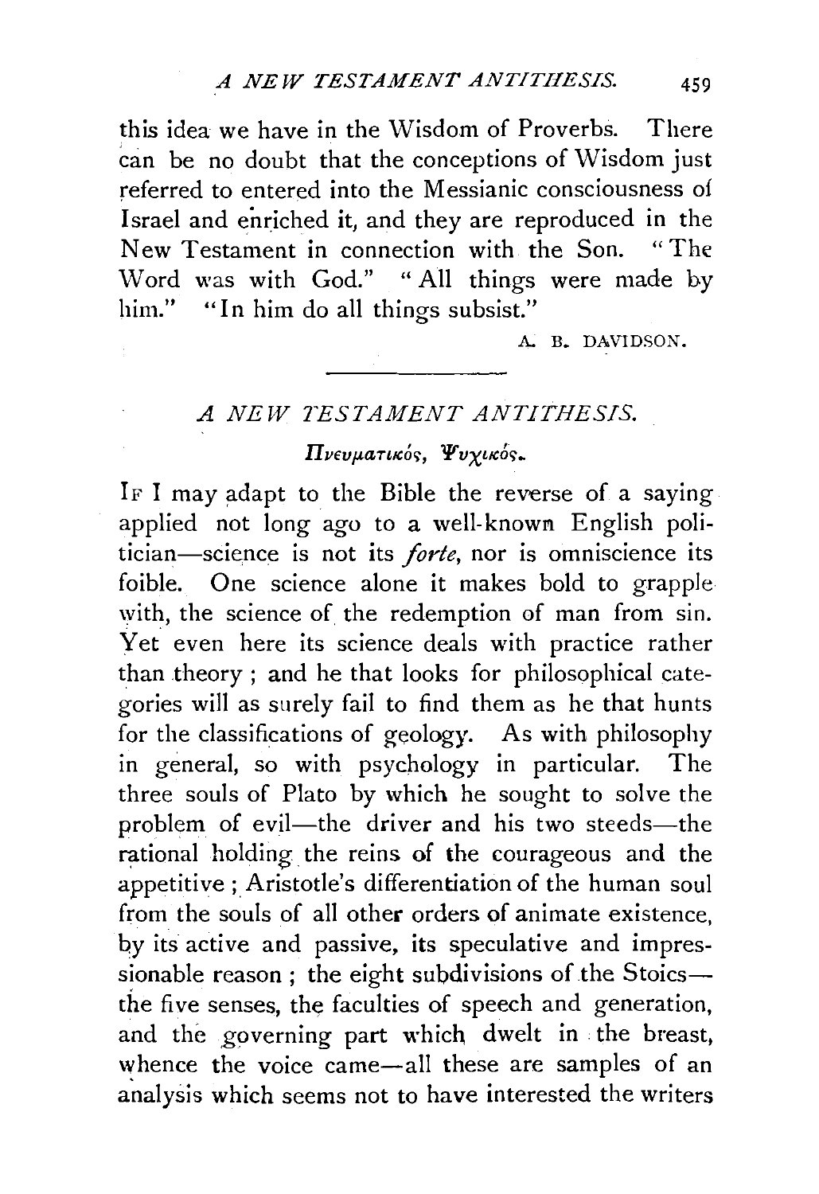this idea we have in the Wisdom of Proverbs. There can be no doubt that the conceptions of Wisdom just referred to entered into the Messianic consciousness of Israel and enriched it, and they are reproduced in the New Testament in connection with the Son. "The Word was with God." "All things were made by him." "In him do all things subsist."

A. B. DAVIDSON.

---

## *A NEW TESTAMENT ANTITHESIS.*

### *Πνευματικός, Ψυχικός.*

If I may adapt to the Bible the reverse of a saying applied not long ago to a well-known English politician—science is not its *forte*, nor is omniscience its foible. One science alone it makes bold to grapple with, the science of the redemption of man from sin. Yet even here its science deals with practice rather than theory; and he that looks for philosophical categories will as surely fail to find them as he that hunts for the classifications of geology. As with philosophy in general, so with psychology in particular. The three souls of Plato by which he sought to solve the problem of evil—the driver and his two steeds—the rational holding the reins of the courageous and the appetitive; Aristotle's differentiation of the human soul from the souls of all other orders of animate existence, by its active and passive, its speculative and impressionable reason; the eight subdivisions of the Stoics—the five senses, the faculties of speech and generation, and the governing part which dwelt in the breast, whence the voice came—all these are samples of an analysis which seems not to have interested the writers